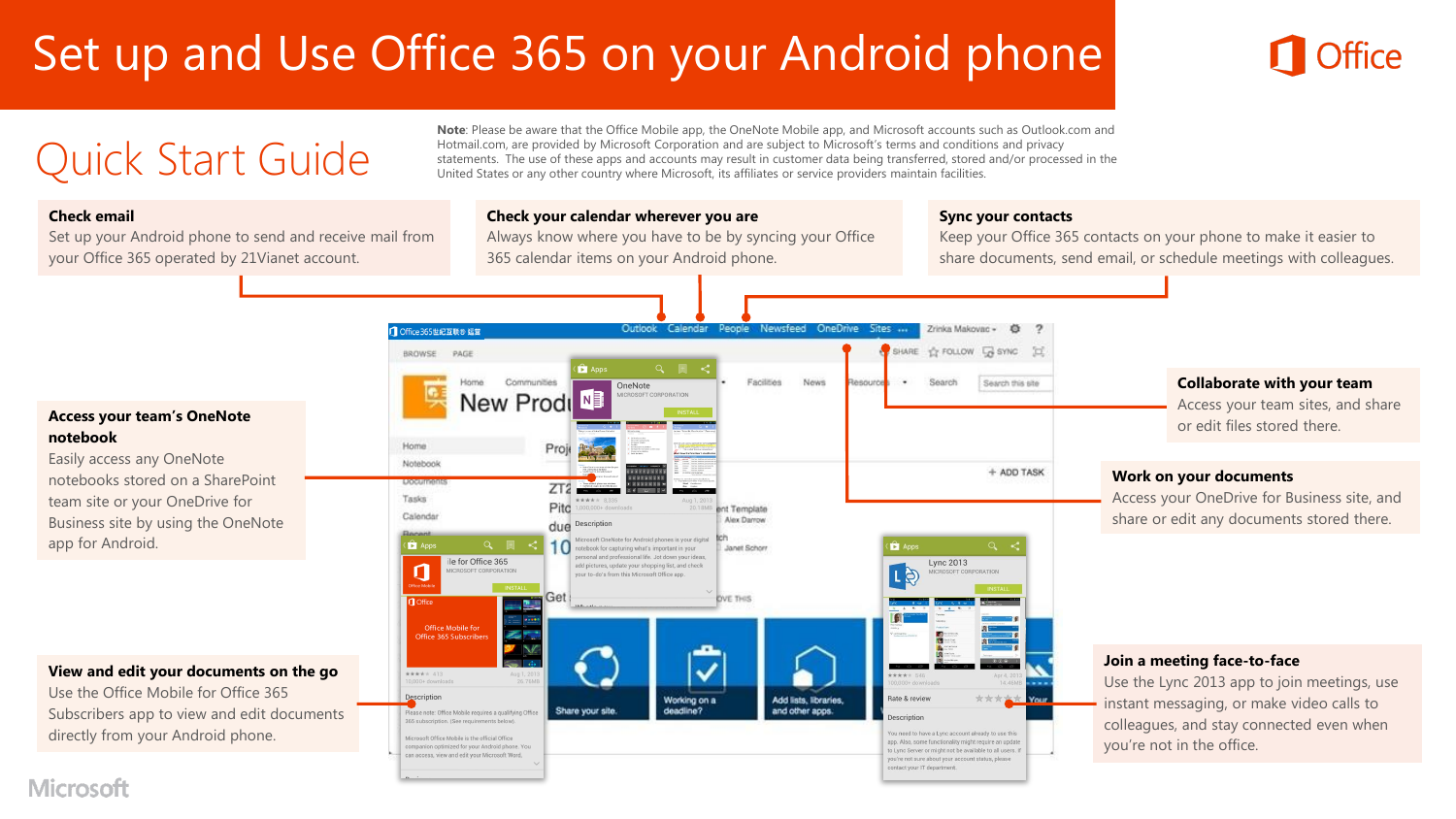# Set up and Use Office 365 on your Android phone

Office

## Quick Start Guide

**Note**: Please be aware that the Office Mobile app, the OneNote Mobile app, and Microsoft accounts such as Outlook.com and Hotmail.com, are provided by Microsoft Corporation and are subject to Microsoft's terms and conditions and privacy statements. The use of these apps and accounts may result in customer data being transferred, stored and/or processed in the United States or any other country where Microsoft, its affiliates or service providers maintain facilities.

### Check email

Set up your Android phone to send and receive mail from your Office 365 operated by 21Vianet account.

### Check your calendar wherever you are

Always know where you have to be by syncing your Office 365 calendar items on your Android phone.

### Sync your contacts

Keep your Office 365 contacts on your phone to make it easier to share documents, send email, or schedule meetings with colleagues.

### Access your team's OneNote notebook

Easily access any OneNote notebooks stored on a SharePoint team site or your OneDrive for Business site by using the OneNote app for Android.

### Collaborate with your team

Access your team sites, and share or edit files stored there.

### Work on your documents

Access your OneDrive for Business site, and share or edit any documents stored there.

### View and edit your documents on the go

Use the Office Mobile for Office 365 Subscribers app to view and edit documents directly from your Android phone.

### Join a meeting face-to-face

Use the Lync 2013 app to join meetings, use instant messaging, or make video calls to colleagues, and stay connected even when you're not in the office.

Microsoft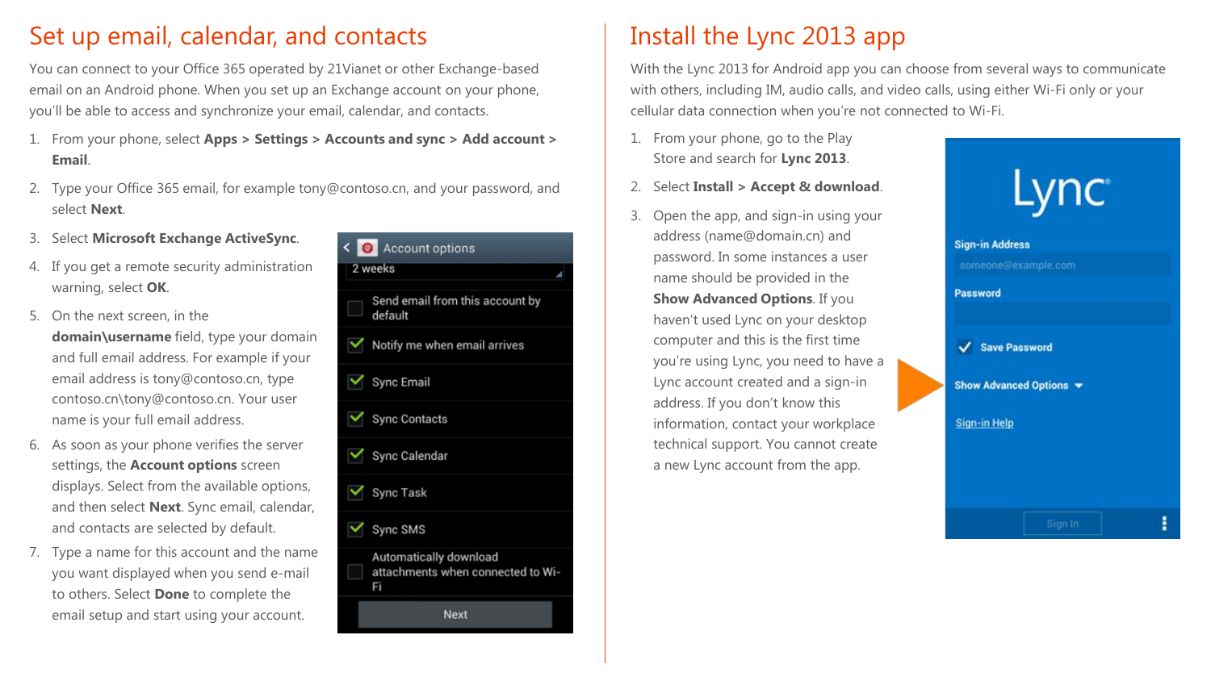# Set up email, calendar, and contacts

You can connect to your Office 365 operated by 21Vianet or other Exchange-based email on an Android phone. When you set up an Exchange account on your phone, you'll be able to access and synchronize your email, calendar, and contacts.

1. From your phone, select **Apps** > **Settings** > **Accounts and sync** > **Add account** > **Email**.
2. Type your Office 365 email, for example tony@contoso.cn, and your password, and select **Next**.
3. Select **Microsoft Exchange ActiveSync**.
4. If you get a remote security administration warning, select **OK**.
5. On the next screen, in the **domain\username** field, type your domain and full email address. For example if your email address is tony@contoso.cn, type contoso.cn\tony@contoso.cn. Your user name is your full email address.
6. As soon as your phone verifies the server settings, the **Account options** screen displays. Select from the available options, and then select **Next**. Sync email, calendar, and contacts are selected by default.
7. Type a name for this account and the name you want displayed when you send e-mail to others. Select **Done** to complete the email setup and start using your account.

# Install the Lync 2013 app

With the Lync 2013 for Android app you can choose from several ways to communicate with others, including IM, audio calls, and video calls, using either Wi-Fi only or your cellular data connection when you're not connected to Wi-Fi.

1. From your phone, go to the Play Store and search for **Lync 2013**.
2. Select **Install** > **Accept & download**.
3. Open the app, and sign-in using your address (name@domain.cn) and password. In some instances a user name should be provided in the **Show Advanced Options**. If you haven't used Lync on your desktop computer and this is the first time you're using Lync, you need to have a Lync account created and a sign-in address. If you don't know this information, contact your workplace technical support. You cannot create a new Lync account from the app.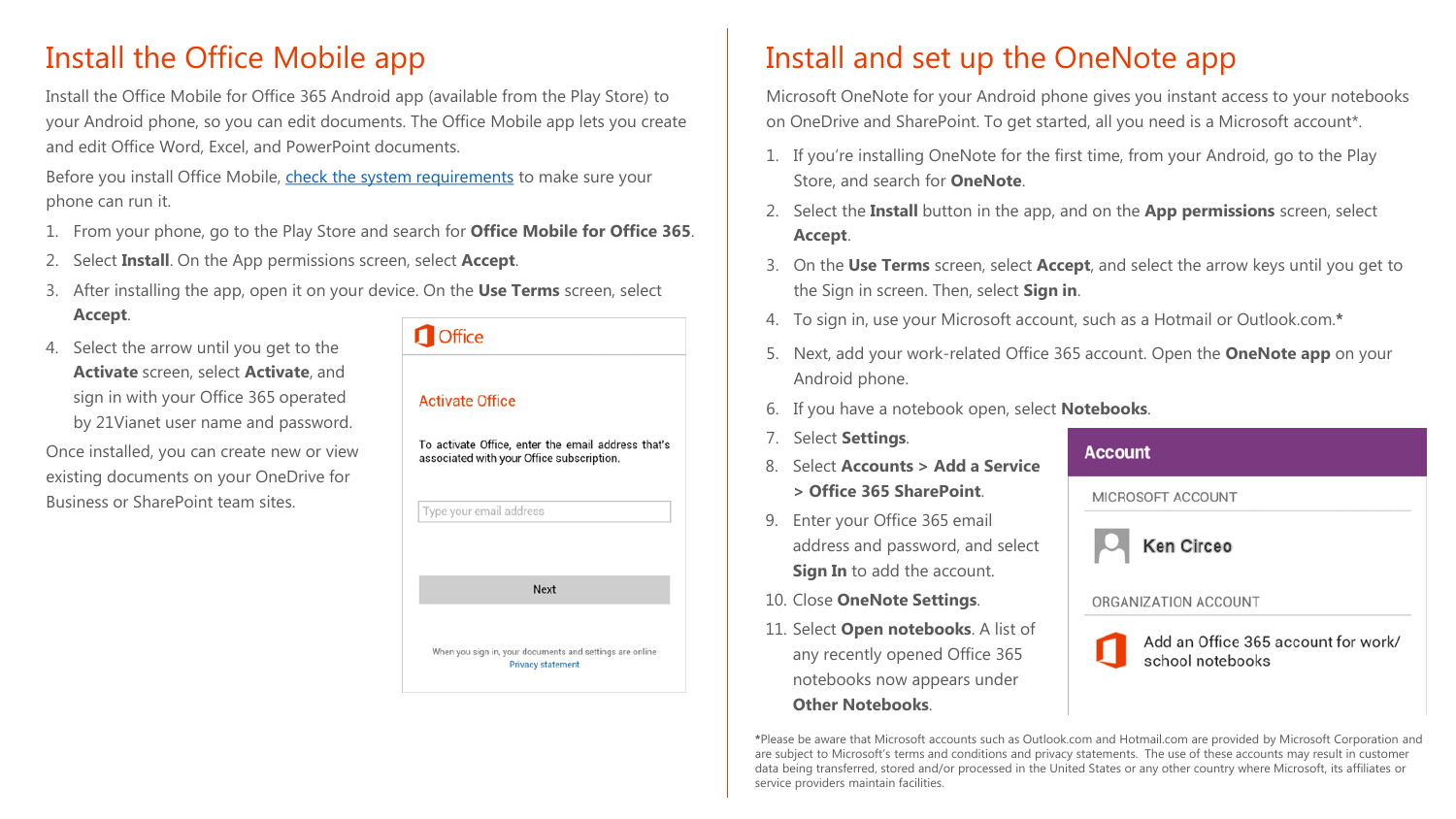# Install the Office Mobile app

Install the Office Mobile for Office 365 Android app (available from the Play Store) to your Android phone, so you can edit documents. The Office Mobile app lets you create and edit Office Word, Excel, and PowerPoint documents.

Before you install Office Mobile, check the system requirements to make sure your phone can run it.

1. From your phone, go to the Play Store and search for **Office Mobile for Office 365**.
2. Select **Install**. On the App permissions screen, select **Accept**.
3. After installing the app, open it on your device. On the **Use Terms** screen, select **Accept**.
4. Select the arrow until you get to the **Activate** screen, select **Activate**, and sign in with your Office 365 operated by 21Vianet user name and password.

Once installed, you can create new or view existing documents on your OneDrive for Business or SharePoint team sites.

Office

Activate Office

To activate Office, enter the email address that's associated with your Office subscription.

Type your email address

Next

When you sign in, your documents and settings are online
Privacy statement

# Install and set up the OneNote app

Microsoft OneNote for your Android phone gives you instant access to your notebooks on OneDrive and SharePoint. To get started, all you need is a Microsoft account*.

1. If you're installing OneNote for the first time, from your Android, go to the Play Store, and search for **OneNote**.
2. Select the **Install** button in the app, and on the **App permissions** screen, select **Accept**.
3. On the **Use Terms** screen, select **Accept**, and select the arrow keys until you get to the Sign in screen. Then, select **Sign in**.
4. To sign in, use your Microsoft account, such as a Hotmail or Outlook.com.*
5. Next, add your work-related Office 365 account. Open the **OneNote app** on your Android phone.
6. If you have a notebook open, select **Notebooks**.
7. Select **Settings**.
8. Select **Accounts > Add a Service > Office 365 SharePoint**.
9. Enter your Office 365 email address and password, and select **Sign In** to add the account.
10. Close **OneNote Settings**.
11. Select **Open notebooks**. A list of any recently opened Office 365 notebooks now appears under **Other Notebooks**.

**Account**

MICROSOFT ACCOUNT

Ken Circeo

ORGANIZATION ACCOUNT

Add an Office 365 account for work/ school notebooks

*Please be aware that Microsoft accounts such as Outlook.com and Hotmail.com are provided by Microsoft Corporation and are subject to Microsoft's terms and conditions and privacy statements. The use of these accounts may result in customer data being transferred, stored and/or processed in the United States or any other country where Microsoft, its affiliates or service providers maintain facilities.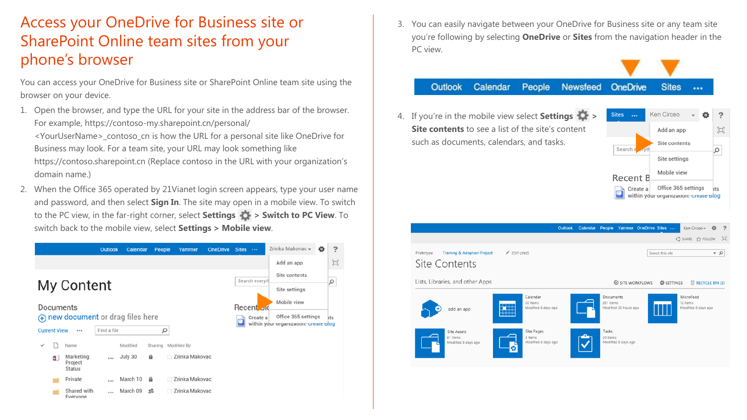# Access your OneDrive for Business site or SharePoint Online team sites from your phone's browser

You can access your OneDrive for Business site or SharePoint Online team site using the browser on your device.

1. Open the browser, and type the URL for your site in the address bar of the browser. For example, https://contoso-my.sharepoint.cn/personal/<YourUserName>_contoso_cn is how the URL for a personal site like OneDrive for Business may look. For a team site, your URL may look something like https://contoso.sharepoint.cn (Replace contoso in the URL with your organization's domain name.)
2. When the Office 365 operated by 21Vianet login screen appears, type your user name and password, and then select **Sign In**. The site may open in a mobile view. To switch to the PC view, in the far-right corner, select **Settings** > **Switch to PC View**. To switch back to the mobile view, select **Settings** > **Mobile view**.
3. You can easily navigate between your OneDrive for Business site or any team site you're following by selecting **OneDrive** or **Sites** from the navigation header in the PC view.
4. If you're in the mobile view select **Settings** > **Site contents** to see a list of the site's content such as documents, calendars, and tasks.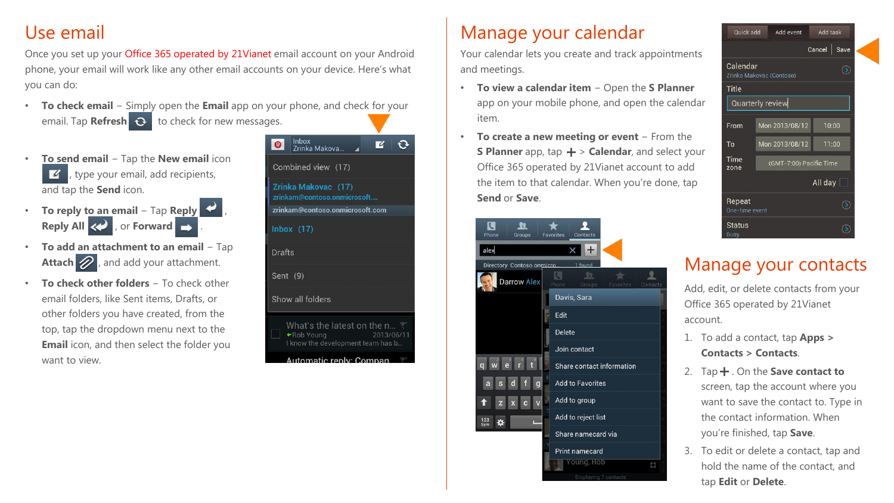# Use email

Once you set up your Office 365 operated by 21Vianet email account on your Android phone, your email will work like any other email accounts on your device. Here's what you can do:

- **To check email** – Simply open the **Email** app on your phone, and check for your email. Tap **Refresh** to check for new messages.
- **To send email** – Tap the **New email** icon, type your email, add recipients, and tap the **Send** icon.
- **To reply to an email** – Tap **Reply**, **Reply All**, or **Forward**.
- **To add an attachment to an email** – Tap **Attach**, and add your attachment.
- **To check other folders** – To check other email folders, like Sent items, Drafts, or other folders you have created, from the top, tap the dropdown menu next to the **Email** icon, and then select the folder you want to view.

# Manage your calendar

Your calendar lets you create and track appointments and meetings.

- **To view a calendar item** – Open the **S Planner** app on your mobile phone, and open the calendar item.
- **To create a new meeting or event** – From the **S Planner** app, tap **+** > **Calendar**, and select your Office 365 operated by 21Vianet account to add the item to that calendar. When you're done, tap **Send** or **Save**.

# Manage your contacts

Add, edit, or delete contacts from your Office 365 operated by 21Vianet account.

1. To add a contact, tap **Apps > Contacts > Contacts**.
2. Tap **+**. On the **Save contact to** screen, tap the account where you want to save the contact to. Type in the contact information. When you're finished, tap **Save**.
3. To edit or delete a contact, tap and hold the name of the contact, and tap **Edit** or **Delete**.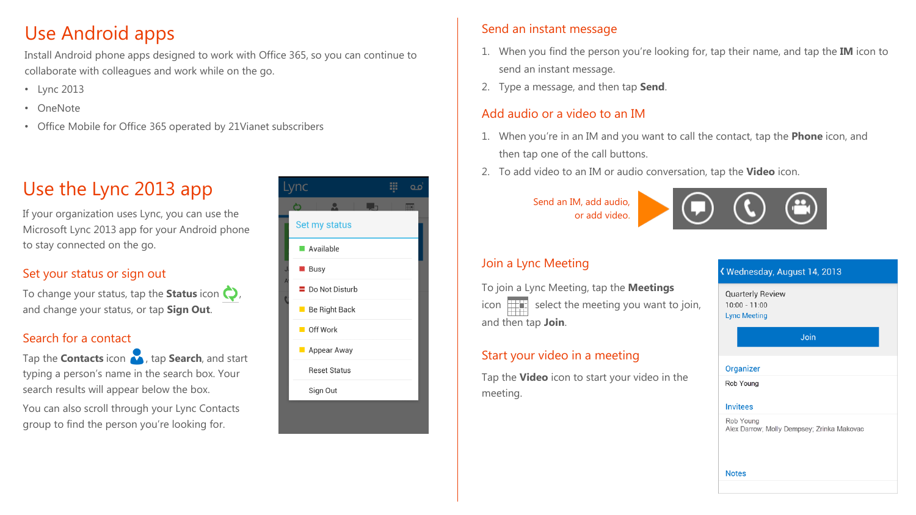# Use Android apps

Install Android phone apps designed to work with Office 365, so you can continue to collaborate with colleagues and work while on the go.

- Lync 2013
- OneNote
- Office Mobile for Office 365 operated by 21Vianet subscribers

# Use the Lync 2013 app

If your organization uses Lync, you can use the Microsoft Lync 2013 app for your Android phone to stay connected on the go.

## Set your status or sign out

To change your status, tap the **Status** icon , and change your status, or tap **Sign Out**.

## Search for a contact

Tap the **Contacts** icon , tap **Search**, and start typing a person's name in the search box. Your search results will appear below the box.

You can also scroll through your Lync Contacts group to find the person you're looking for.

## Send an instant message

1. When you find the person you're looking for, tap their name, and tap the **IM** icon to send an instant message.
2. Type a message, and then tap **Send**.

## Add audio or a video to an IM

1. When you're in an IM and you want to call the contact, tap the **Phone** icon, and then tap one of the call buttons.
2. To add video to an IM or audio conversation, tap the **Video** icon.

Send an IM, add audio, or add video.

## Join a Lync Meeting

To join a Lync Meeting, tap the **Meetings** icon select the meeting you want to join, and then tap **Join**.

## Start your video in a meeting

Tap the **Video** icon to start your video in the meeting.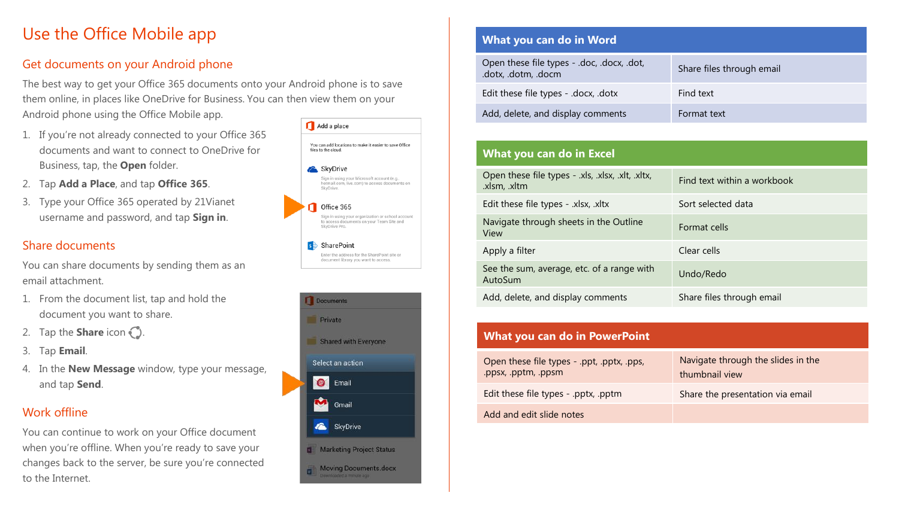# Use the Office Mobile app

## Get documents on your Android phone

The best way to get your Office 365 documents onto your Android phone is to save them online, in places like OneDrive for Business. You can then view them on your Android phone using the Office Mobile app.

1. If you're not already connected to your Office 365 documents and want to connect to OneDrive for Business, tap, the **Open** folder.
2. Tap **Add a Place**, and tap **Office 365**.
3. Type your Office 365 operated by 21Vianet username and password, and tap **Sign in**.

## Share documents

You can share documents by sending them as an email attachment.

1. From the document list, tap and hold the document you want to share.
2. Tap the **Share** icon.
3. Tap **Email**.
4. In the **New Message** window, type your message, and tap **Send**.

## Work offline

You can continue to work on your Office document when you're offline. When you're ready to save your changes back to the server, be sure you're connected to the Internet.

| What you can do in Word | |
|---|---|
| Open these file types - .doc, .docx, .dot, .dotx, .dotm, .docm | Share files through email |
| Edit these file types - .docx, .dotx | Find text |
| Add, delete, and display comments | Format text |

| What you can do in Excel | |
|---|---|
| Open these file types - .xls, .xlsx, .xlt, .xltx, .xlsm, .xltm | Find text within a workbook |
| Edit these file types - .xlsx, .xltx | Sort selected data |
| Navigate through sheets in the Outline View | Format cells |
| Apply a filter | Clear cells |
| See the sum, average, etc. of a range with AutoSum | Undo/Redo |
| Add, delete, and display comments | Share files through email |

| What you can do in PowerPoint | |
|---|---|
| Open these file types - .ppt, .pptx, .pps, .ppsx, .pptm, .ppsm | Navigate through the slides in the thumbnail view |
| Edit these file types - .pptx, .pptm | Share the presentation via email |
| Add and edit slide notes | |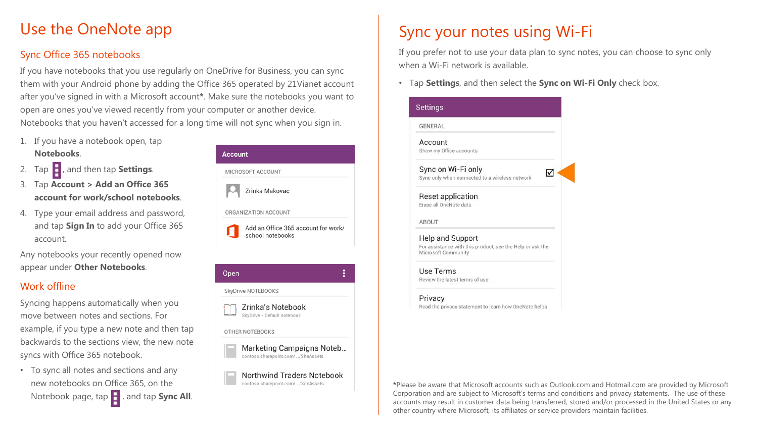# Use the OneNote app

## Sync Office 365 notebooks

If you have notebooks that you use regularly on OneDrive for Business, you can sync them with your Android phone by adding the Office 365 operated by 21Vianet account after you've signed in with a Microsoft account*. Make sure the notebooks you want to open are ones you've viewed recently from your computer or another device. Notebooks that you haven't accessed for a long time will not sync when you sign in.

1. If you have a notebook open, tap **Notebooks**.
2. Tap ⋮ , and then tap **Settings**.
3. Tap **Account > Add an Office 365 account for work/school notebooks**.
4. Type your email address and password, and tap **Sign In** to add your Office 365 account.

Any notebooks your recently opened now appear under **Other Notebooks**.

Account

MICROSOFT ACCOUNT

Zrinka Makovac

ORGANIZATION ACCOUNT

Add an Office 365 account for work/ school notebooks

Open

SkyDrive NOTEBOOKS

Zrinka's Notebook

SkyDrive - Default notebook

OTHER NOTEBOOKS

Marketing Campaigns Noteb...

contoso.sharepoint.com/.../SiteAssets

Northwind Traders Notebook

contoso.sharepoint.com/.../SiteAssets

## Work offline

Syncing happens automatically when you move between notes and sections. For example, if you type a new note and then tap backwards to the sections view, the new note syncs with Office 365 notebook.

- To sync all notes and sections and any new notebooks on Office 365, on the Notebook page, tap ⋮ , and tap **Sync All**.

# Sync your notes using Wi-Fi

If you prefer not to use your data plan to sync notes, you can choose to sync only when a Wi-Fi network is available.

- Tap **Settings**, and then select the **Sync on Wi-Fi Only** check box.

Settings

GENERAL

Account

Show my Office accounts

Sync on Wi-Fi only

Sync only when connected to a wireless network

Reset application

Erase all OneNote data

ABOUT

Help and Support

For assistance with this product, see the Help or ask the Microsoft Community

Use Terms

Review the latest terms of use

Privacy

Read the privacy statement to learn how OneNote helps

*Please be aware that Microsoft accounts such as Outlook.com and Hotmail.com are provided by Microsoft Corporation and are subject to Microsoft's terms and conditions and privacy statements. The use of these accounts may result in customer data being transferred, stored and/or processed in the United States or any other country where Microsoft, its affiliates or service providers maintain facilities.